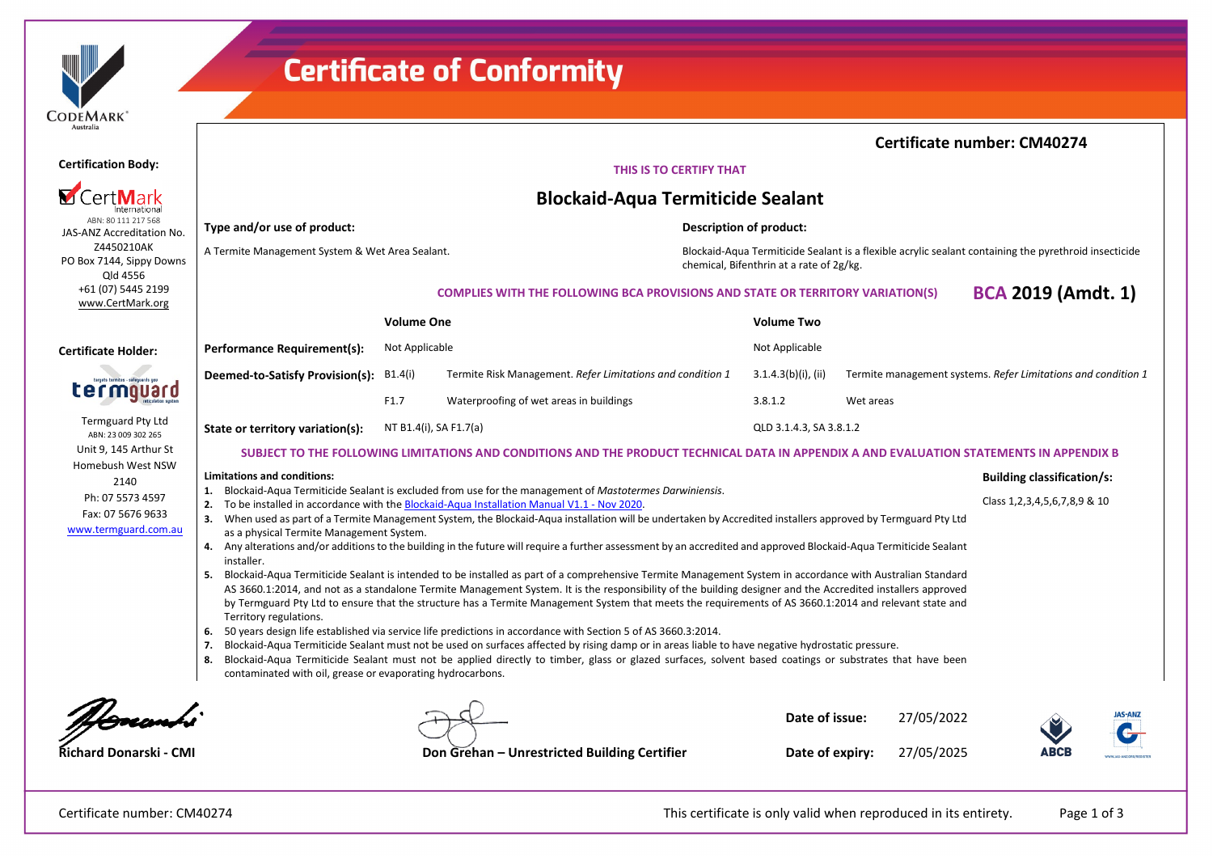# Certificate of Conformity

CODEMARK® Australia

**Certification Body:**

CertMark International
ABN: 80 111 217 568
JAS-ANZ Accreditation No. Z4450210AK
PO Box 7144, Sippy Downs
Qld 4556
+61 (07) 5445 2199
www.CertMark.org

**Certificate Holder:**

termguard
Termguard Pty Ltd
ABN: 23 009 302 265
Unit 9, 145 Arthur St
Homebush West NSW 2140
Ph: 07 5573 4597
Fax: 07 5676 9633
www.termguard.com.au

**Certificate number: CM40274**

THIS IS TO CERTIFY THAT

## Blockaid-Aqua Termiticide Sealant

**Type and/or use of product:**

A Termite Management System & Wet Area Sealant.

**Description of product:**

Blockaid-Aqua Termiticide Sealant is a flexible acrylic sealant containing the pyrethroid insecticide chemical, Bifenthrin at a rate of 2g/kg.

COMPLIES WITH THE FOLLOWING BCA PROVISIONS AND STATE OR TERRITORY VARIATION(S) **BCA 2019 (Amdt. 1)**

| | Volume One | | Volume Two | |
|---|---|---|---|---|
| **Performance Requirement(s):** | Not Applicable | | Not Applicable | |
| **Deemed-to-Satisfy Provision(s):** | B1.4(i) | Termite Risk Management. *Refer Limitations and condition 1* | 3.1.4.3(b)(i), (ii) | Termite management systems. *Refer Limitations and condition 1* |
| | F1.7 | Waterproofing of wet areas in buildings | 3.8.1.2 | Wet areas |
| **State or territory variation(s):** | NT B1.4(i), SA F1.7(a) | | QLD 3.1.4.3, SA 3.8.1.2 | |

SUBJECT TO THE FOLLOWING LIMITATIONS AND CONDITIONS AND THE PRODUCT TECHNICAL DATA IN APPENDIX A AND EVALUATION STATEMENTS IN APPENDIX B

**Limitations and conditions:**

1. Blockaid-Aqua Termiticide Sealant is excluded from use for the management of *Mastotermes Darwiniensis*.
2. To be installed in accordance with the Blockaid-Aqua Installation Manual V1.1 - Nov 2020.
3. When used as part of a Termite Management System, the Blockaid-Aqua installation will be undertaken by Accredited installers approved by Termguard Pty Ltd as a physical Termite Management System.
4. Any alterations and/or additions to the building in the future will require a further assessment by an accredited and approved Blockaid-Aqua Termiticide Sealant installer.
5. Blockaid-Aqua Termiticide Sealant is intended to be installed as part of a comprehensive Termite Management System in accordance with Australian Standard AS 3660.1:2014, and not as a standalone Termite Management System. It is the responsibility of the building designer and the Accredited installers approved by Termguard Pty Ltd to ensure that the structure has a Termite Management System that meets the requirements of AS 3660.1:2014 and relevant state and Territory regulations.
6. 50 years design life established via service life predictions in accordance with Section 5 of AS 3660.3:2014.
7. Blockaid-Aqua Termiticide Sealant must not be used on surfaces affected by rising damp or in areas liable to have negative hydrostatic pressure.
8. Blockaid-Aqua Termiticide Sealant must not be applied directly to timber, glass or glazed surfaces, solvent based coatings or substrates that have been contaminated with oil, grease or evaporating hydrocarbons.

**Building classification/s:**

Class 1,2,3,4,5,6,7,8,9 & 10

**Richard Donarski - CMI**

**Don Grehan – Unrestricted Building Certifier**

**Date of issue:** 27/05/2022

**Date of expiry:** 27/05/2025

ABCB JAS-ANZ

Certificate number: CM40274

This certificate is only valid when reproduced in its entirety.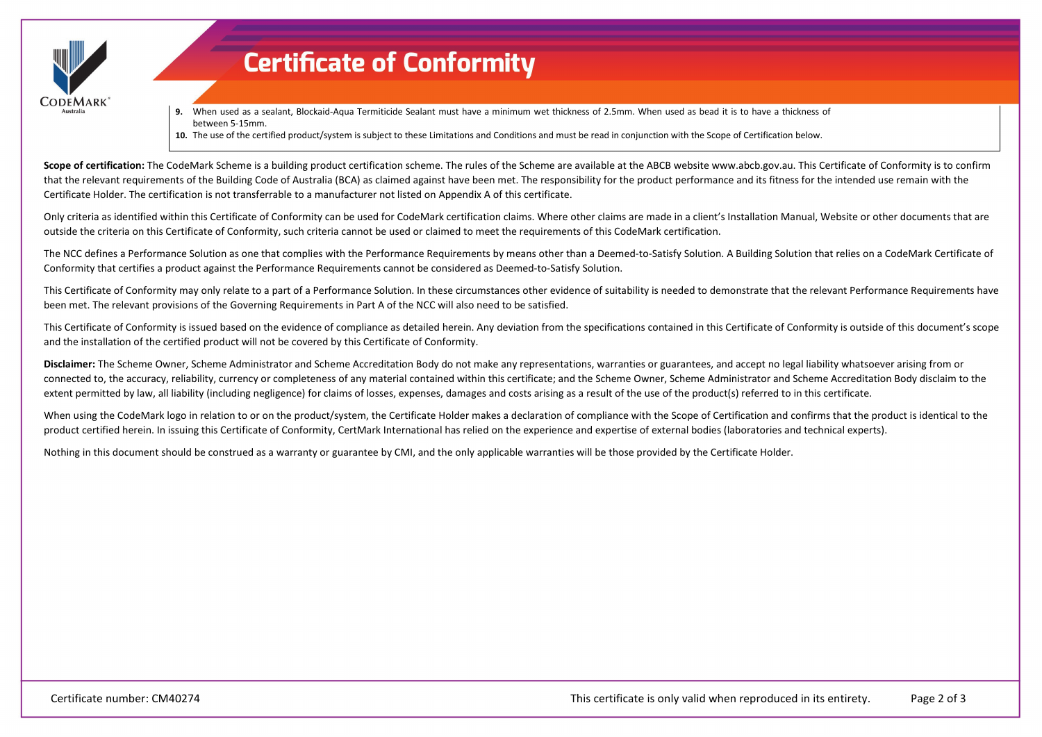# Certificate of Conformity

9. When used as a sealant, Blockaid-Aqua Termiticide Sealant must have a minimum wet thickness of 2.5mm. When used as bead it is to have a thickness of between 5-15mm.
10. The use of the certified product/system is subject to these Limitations and Conditions and must be read in conjunction with the Scope of Certification below.

**Scope of certification:** The CodeMark Scheme is a building product certification scheme. The rules of the Scheme are available at the ABCB website www.abcb.gov.au. This Certificate of Conformity is to confirm that the relevant requirements of the Building Code of Australia (BCA) as claimed against have been met. The responsibility for the product performance and its fitness for the intended use remain with the Certificate Holder. The certification is not transferrable to a manufacturer not listed on Appendix A of this certificate.

Only criteria as identified within this Certificate of Conformity can be used for CodeMark certification claims. Where other claims are made in a client's Installation Manual, Website or other documents that are outside the criteria on this Certificate of Conformity, such criteria cannot be used or claimed to meet the requirements of this CodeMark certification.

The NCC defines a Performance Solution as one that complies with the Performance Requirements by means other than a Deemed-to-Satisfy Solution. A Building Solution that relies on a CodeMark Certificate of Conformity that certifies a product against the Performance Requirements cannot be considered as Deemed-to-Satisfy Solution.

This Certificate of Conformity may only relate to a part of a Performance Solution. In these circumstances other evidence of suitability is needed to demonstrate that the relevant Performance Requirements have been met. The relevant provisions of the Governing Requirements in Part A of the NCC will also need to be satisfied.

This Certificate of Conformity is issued based on the evidence of compliance as detailed herein. Any deviation from the specifications contained in this Certificate of Conformity is outside of this document's scope and the installation of the certified product will not be covered by this Certificate of Conformity.

**Disclaimer:** The Scheme Owner, Scheme Administrator and Scheme Accreditation Body do not make any representations, warranties or guarantees, and accept no legal liability whatsoever arising from or connected to, the accuracy, reliability, currency or completeness of any material contained within this certificate; and the Scheme Owner, Scheme Administrator and Scheme Accreditation Body disclaim to the extent permitted by law, all liability (including negligence) for claims of losses, expenses, damages and costs arising as a result of the use of the product(s) referred to in this certificate.

When using the CodeMark logo in relation to or on the product/system, the Certificate Holder makes a declaration of compliance with the Scope of Certification and confirms that the product is identical to the product certified herein. In issuing this Certificate of Conformity, CertMark International has relied on the experience and expertise of external bodies (laboratories and technical experts).

Nothing in this document should be construed as a warranty or guarantee by CMI, and the only applicable warranties will be those provided by the Certificate Holder.

Certificate number: CM40274

This certificate is only valid when reproduced in its entirety.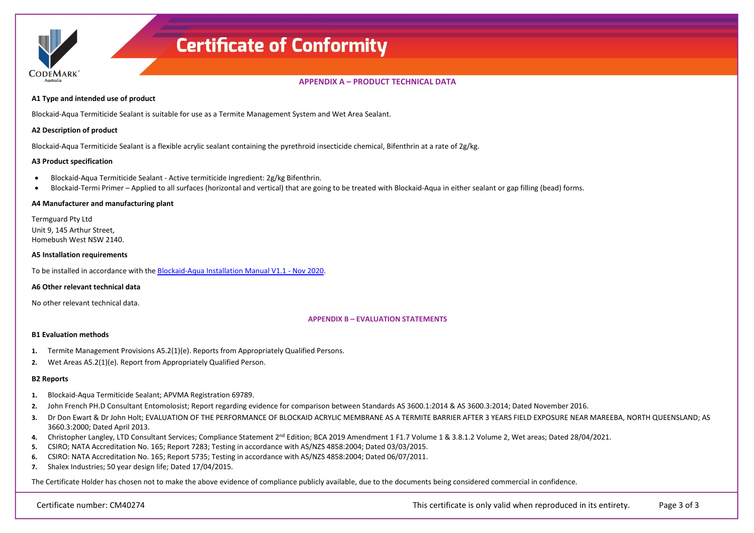# Certificate of Conformity

## APPENDIX A – PRODUCT TECHNICAL DATA

**A1 Type and intended use of product**

Blockaid-Aqua Termiticide Sealant is suitable for use as a Termite Management System and Wet Area Sealant.

**A2 Description of product**

Blockaid-Aqua Termiticide Sealant is a flexible acrylic sealant containing the pyrethroid insecticide chemical, Bifenthrin at a rate of 2g/kg.

**A3 Product specification**

- Blockaid-Aqua Termiticide Sealant - Active termiticide Ingredient: 2g/kg Bifenthrin.
- Blockaid-Termi Primer – Applied to all surfaces (horizontal and vertical) that are going to be treated with Blockaid-Aqua in either sealant or gap filling (bead) forms.

**A4 Manufacturer and manufacturing plant**

Termguard Pty Ltd
Unit 9, 145 Arthur Street,
Homebush West NSW 2140.

**A5 Installation requirements**

To be installed in accordance with the Blockaid-Aqua Installation Manual V1.1 - Nov 2020.

**A6 Other relevant technical data**

No other relevant technical data.

## APPENDIX B – EVALUATION STATEMENTS

**B1 Evaluation methods**

1. Termite Management Provisions A5.2(1)(e). Reports from Appropriately Qualified Persons.
2. Wet Areas A5.2(1)(e). Report from Appropriately Qualified Person.

**B2 Reports**

1. Blockaid-Aqua Termiticide Sealant; APVMA Registration 69789.
2. John French PH.D Consultant Entomolosist; Report regarding evidence for comparison between Standards AS 3600.1:2014 & AS 3600.3:2014; Dated November 2016.
3. Dr Don Ewart & Dr John Holt; EVALUATION OF THE PERFORMANCE OF BLOCKAID ACRYLIC MEMBRANE AS A TERMITE BARRIER AFTER 3 YEARS FIELD EXPOSURE NEAR MAREEBA, NORTH QUEENSLAND; AS 3660.3:2000; Dated April 2013.
4. Christopher Langley, LTD Consultant Services; Compliance Statement 2nd Edition; BCA 2019 Amendment 1 F1.7 Volume 1 & 3.8.1.2 Volume 2, Wet areas; Dated 28/04/2021.
5. CSIRO; NATA Accreditation No. 165; Report 7283; Testing in accordance with AS/NZS 4858:2004; Dated 03/03/2015.
6. CSIRO: NATA Accreditation No. 165; Report 5735; Testing in accordance with AS/NZS 4858:2004; Dated 06/07/2011.
7. Shalex Industries; 50 year design life; Dated 17/04/2015.

The Certificate Holder has chosen not to make the above evidence of compliance publicly available, due to the documents being considered commercial in confidence.

Certificate number: CM40274

This certificate is only valid when reproduced in its entirety.